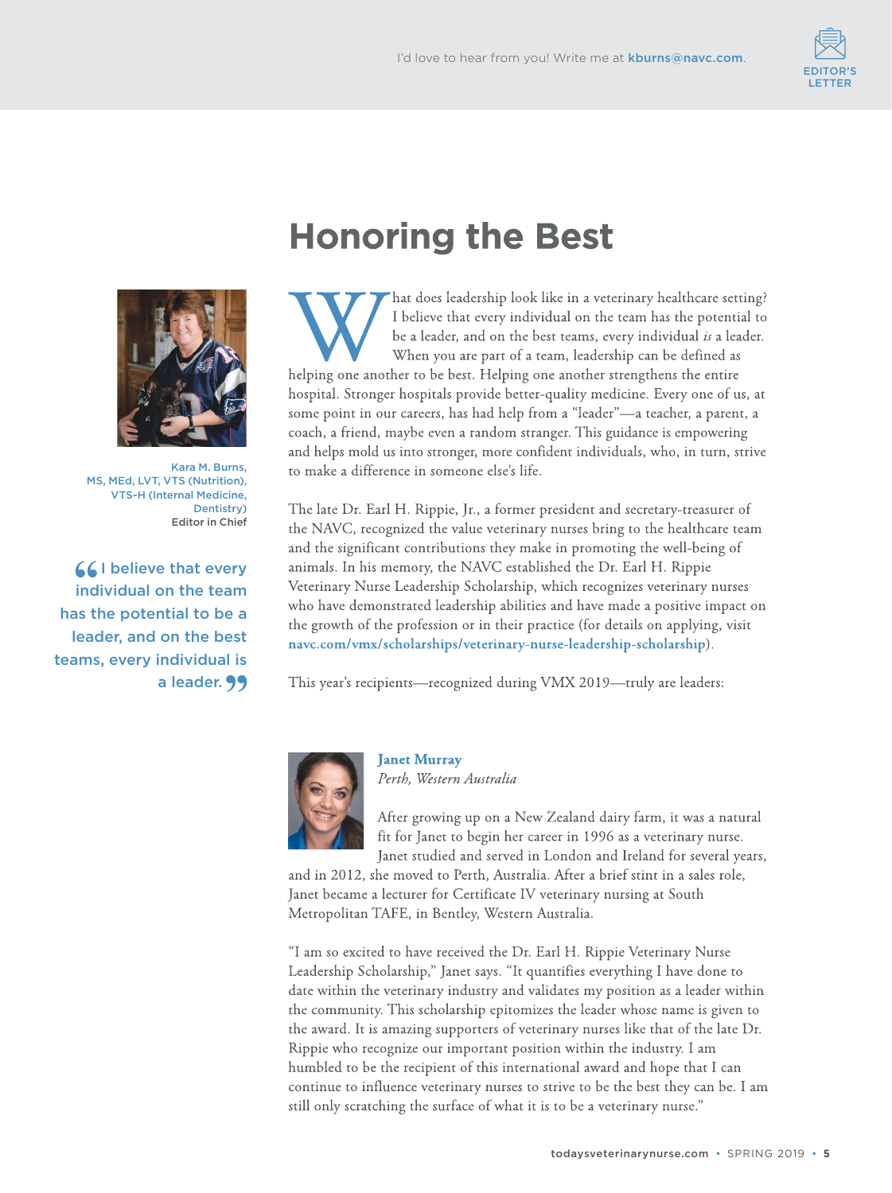I'd love to hear from you! Write me at **kburns@navc.com**.

EDITOR'S LETTER

# Honoring the Best

Kara M. Burns, MS, MEd, LVT, VTS (Nutrition), VTS-H (Internal Medicine, Dentistry)
Editor in Chief

> "I believe that every individual on the team has the potential to be a leader, and on the best teams, every individual is a leader."

What does leadership look like in a veterinary healthcare setting? I believe that every individual on the team has the potential to be a leader, and on the best teams, every individual *is* a leader. When you are part of a team, leadership can be defined as helping one another to be best. Helping one another strengthens the entire hospital. Stronger hospitals provide better-quality medicine. Every one of us, at some point in our careers, has had help from a "leader"—a teacher, a parent, a coach, a friend, maybe even a random stranger. This guidance is empowering and helps mold us into stronger, more confident individuals, who, in turn, strive to make a difference in someone else's life.

The late Dr. Earl H. Rippie, Jr., a former president and secretary-treasurer of the NAVC, recognized the value veterinary nurses bring to the healthcare team and the significant contributions they make in promoting the well-being of animals. In his memory, the NAVC established the Dr. Earl H. Rippie Veterinary Nurse Leadership Scholarship, which recognizes veterinary nurses who have demonstrated leadership abilities and have made a positive impact on the growth of the profession or in their practice (for details on applying, visit **navc.com/vmx/scholarships/veterinary-nurse-leadership-scholarship**).

This year's recipients—recognized during VMX 2019—truly are leaders:

**Janet Murray**
*Perth, Western Australia*

After growing up on a New Zealand dairy farm, it was a natural fit for Janet to begin her career in 1996 as a veterinary nurse. Janet studied and served in London and Ireland for several years, and in 2012, she moved to Perth, Australia. After a brief stint in a sales role, Janet became a lecturer for Certificate IV veterinary nursing at South Metropolitan TAFE, in Bentley, Western Australia.

"I am so excited to have received the Dr. Earl H. Rippie Veterinary Nurse Leadership Scholarship," Janet says. "It quantifies everything I have done to date within the veterinary industry and validates my position as a leader within the community. This scholarship epitomizes the leader whose name is given to the award. It is amazing supporters of veterinary nurses like that of the late Dr. Rippie who recognize our important position within the industry. I am humbled to be the recipient of this international award and hope that I can continue to influence veterinary nurses to strive to be the best they can be. I am still only scratching the surface of what it is to be a veterinary nurse."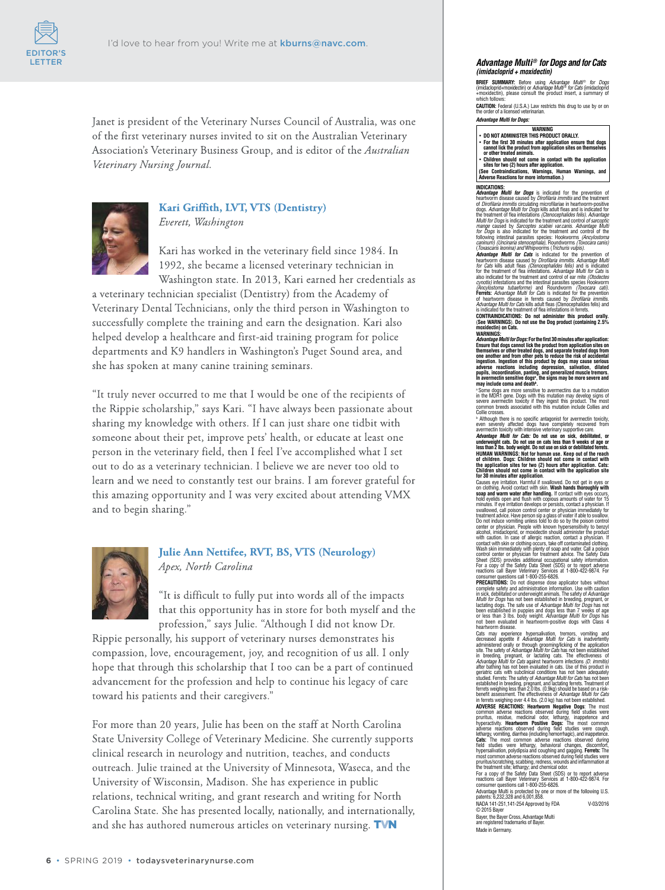I'd love to hear from you! Write me at kburns@navc.com.

Janet is president of the Veterinary Nurses Council of Australia, was one of the first veterinary nurses invited to sit on the Australian Veterinary Association's Veterinary Business Group, and is editor of the *Australian Veterinary Nursing Journal*.

### Kari Griffith, LVT, VTS (Dentistry)

*Everett, Washington*

Kari has worked in the veterinary field since 1984. In 1992, she became a licensed veterinary technician in Washington state. In 2013, Kari earned her credentials as a veterinary technician specialist (Dentistry) from the Academy of Veterinary Dental Technicians, only the third person in Washington to successfully complete the training and earn the designation. Kari also helped develop a healthcare and first-aid training program for police departments and K9 handlers in Washington's Puget Sound area, and she has spoken at many canine training seminars.

"It truly never occurred to me that I would be one of the recipients of the Rippie scholarship," says Kari. "I have always been passionate about sharing my knowledge with others. If I can just share one tidbit with someone about their pet, improve pets' health, or educate at least one person in the veterinary field, then I feel I've accomplished what I set out to do as a veterinary technician. I believe we are never too old to learn and we need to constantly test our brains. I am forever grateful for this amazing opportunity and I was very excited about attending VMX and to begin sharing."

### Julie Ann Nettifee, RVT, BS, VTS (Neurology)

*Apex, North Carolina*

"It is difficult to fully put into words all of the impacts that this opportunity has in store for both myself and the profession," says Julie. "Although I did not know Dr. Rippie personally, his support of veterinary nurses demonstrates his compassion, love, encouragement, joy, and recognition of us all. I only hope that through this scholarship that I too can be a part of continued advancement for the profession and help to continue his legacy of care toward his patients and their caregivers."

For more than 20 years, Julie has been on the staff at North Carolina State University College of Veterinary Medicine. She currently supports clinical research in neurology and nutrition, teaches, and conducts outreach. Julie trained at the University of Minnesota, Waseca, and the University of Wisconsin, Madison. She has experience in public relations, technical writing, and grant research and writing for North Carolina State. She has presented locally, nationally, and internationally, and she has authored numerous articles on veterinary nursing. TVN

## *Advantage Multi® for Dogs and for Cats*

***(imidacloprid + moxidectin)***

**BRIEF SUMMARY:** Before using *Advantage Multi® for Dogs* (imidacloprid+moxidectin) or *Advantage Multi® for Cats* (imidacloprid +moxidectin), please consult the product insert, a summary of which follows:

**CAUTION:** Federal (U.S.A.) Law restricts this drug to use by or on the order of a licensed veterinarian.

***Advantage Multi for Dogs:***

**WARNING**
- **DO NOT ADMINISTER THIS PRODUCT ORALLY.**
- **For the first 30 minutes after application ensure that dogs cannot lick the product from application sites on themselves or other treated animals.**
- **Children should not come in contact with the application sites for two (2) hours after application.**

**(See Contraindications, Warnings, Human Warnings, and Adverse Reactions for more information.)**

**INDICATIONS:**
***Advantage Multi for Dogs*** is indicated for the prevention of heartworm disease caused by *Dirofilaria immitis* and the treatment of *Dirofilaria immitis* circulating microfilariae in heartworm-positive dogs. *Advantage Multi for Dogs* kills adult fleas and is indicated for the treatment of flea infestations *(Ctenocephalides felis)*. *Advantage Multi for Dogs* is indicated for the treatment and control of *sarcoptic mange* caused by *Sarcoptes scabiei var.canis*. *Advantage Multi for Dogs* is also indicated for the treatment and control of the following intestinal parasites species: Hookworms *(Ancylostoma caninum) (Uncinaria stenocephala)*, Roundworms *(Toxocara canis) (Toxascaris leonina)* and Whipworms *(Trichuris vulpis)*.
***Advantage Multi for Cats*** is indicated for the prevention of heartworm disease caused by *Dirofilaria immitis*. *Advantage Multi for Cats* kills adult fleas *(Ctenocephalides felis)* and is indicated for the treatment of flea infestations. *Advantage Multi for Cats* is also indicated for the treatment and control of ear mite *(Otodectes cynotis)* infestations and the intestinal parasites species Hookworm *(Ancylostoma tubaeforme)* and Roundworm *(Toxocara cati)*.
**Ferrets:** *Advantage Multi for Cats* is indicated for the prevention of heartworm disease in ferrets caused by *Dirofilaria immitis*. *Advantage Multi for Cats* kills adult fleas (Ctenocephalides felis) and is indicated for the treatment of flea infestations in ferrets.

**CONTRAINDICATIONS: Do not administer this product orally. (See WARNINGS). Do not use the Dog product (containing 2.5% moxidectin) on Cats.**

**WARNINGS:**
***Advantage Multi for Dogs:*** **For the first 30 minutes after application: Ensure that dogs cannot lick the product from application sites on themselves or other treated dogs, and separate treated dogs from one another and from other pets to reduce the risk of accidental ingestion. Ingestion of this product by dogs may cause serious adverse reactions including depression, salivation, dilated pupils, incoordination, panting, and generalized muscle tremors. In avermectin sensitive dogs[a], the signs may be more severe and may include coma and death[b].**

[a] Some dogs are more sensitive to avermectins due to a mutation in the MDR1 gene. Dogs with this mutation may develop signs of severe avermectin toxicity if they ingest this product. The most common breeds associated with this mutation include Collies and Collie crosses.

[b] Although there is no specific antagonist for avermectin toxicity, even severely affected dogs have completely recovered from avermectin toxicity with intensive veterinary supportive care.

***Advantage Multi for Cats:*** **Do not use on sick, debilitated, or underweight cats. Do not use on cats less than 9 weeks of age or less than 2 lbs. body weight. Do not use on sick or debilitated ferrets.**

**HUMAN WARNINGS: Not for human use. Keep out of the reach of children. Dogs: Children should not come in contact with the application sites for two (2) hours after application. Cats: Children should not come in contact with the application site for 30 minutes after application.**

Causes eye irritation. Harmful if swallowed. Do not get in eyes or on clothing. Avoid contact with skin. **Wash hands thoroughly with soap and warm water after handling.** If contact with eyes occurs, hold eyelids open and flush with copious amounts of water for 15 minutes. If eye irritation develops or persists, contact a physician. If swallowed, call poison control center or physician immediately for treatment advice. Have person sip a glass of water if able to swallow. Do not induce vomiting unless told to do so by the poison control center or physician. People with known hypersensitivity to benzyl alcohol, imidacloprid, or moxidectin should administer the product with caution. In case of allergic reaction, contact a physician. If contact with skin or clothing occurs, take off contaminated clothing. Wash skin immediately with plenty of soap and water. Call a poison control center or physician for treatment advice. The Safety Data Sheet (SDS) provides additional occupational safety information. For a copy of the Safety Data Sheet (SDS) or to report adverse reactions call Bayer Veterinary Services at 1-800-422-9874. For consumer questions call 1-800-255-6826.

**PRECAUTIONS:** Do not dispense dose applicator tubes without complete safety and administration information. Use with caution in sick, debilitated or underweight animals. The safety of *Advantage Multi for Dogs* has not been established in breeding, pregnant, or lactating dogs. The safe use of *Advantage Multi for Dogs* has not been established in puppies and dogs less than 7 weeks of age or less than 3 lbs. body weight. *Advantage Multi for Dogs* has not been evaluated in heartworm-positive dogs with Class 4 heartworm disease.

Cats may experience hypersalivation, tremors, vomiting and decreased appetite if *Advantage Multi for Cats* is inadvertently administered orally or through grooming/licking of the application site. The safety of *Advantage Multi for Cats* has not been established in breeding, pregnant, or lactating cats. The effectiveness of *Advantage Multi for Cats* against heartworm infections *(D. immitis)* after bathing has not been evaluated in cats. Use of this product in geriatric cats with subclinical conditions has not been adequately studied. Ferrets: The safety of *Advantage Multi for Cats* has not been established in breeding, pregnant, and lactating ferrets. Treatment of ferrets weighing less than 2.0 lbs. (0.9kg) should be based on a risk-benefit assessment. The effectiveness of *Advantage Multi for Cats* in ferrets weighing over 4.4 lbs. (2.0 kg) has not been established.

**ADVERSE REACTIONS: Heartworm Negative Dogs**: The most common adverse reactions observed during field studies were pruritus, residue, medicinal odor, lethargy, inappetence and hyperactivity. **Heartworm Positive Dogs:** The most common adverse reactions observed during field studies were cough, lethargy, vomiting, diarrhea (including hemorrhagic), and inappetence. **Cats:** The most common adverse reactions observed during field studies were lethargy, behavioral changes, discomfort, hypersalivation, polydipsia and coughing and gagging. **Ferrets:** The most common adverse reactions observed during field studies were pruritus/scratching, scabbing, redness, wounds and inflammation at the treatment site; lethargy; and chemical odor.

For a copy of the Safety Data Sheet (SDS) or to report adverse reactions call Bayer Veterinary Services at 1-800-422-9874. For consumer questions call 1-800-255-6826.

Advantage Multi is protected by one or more of the following U.S. patents: 6,232,328 and 6,001,858.

NADA 141-251,141-254 Approved by FDA V-03/2016

© 2015 Bayer

Bayer, the Bayer Cross, Advantage Multi are registered trademarks of Bayer.

Made in Germany.